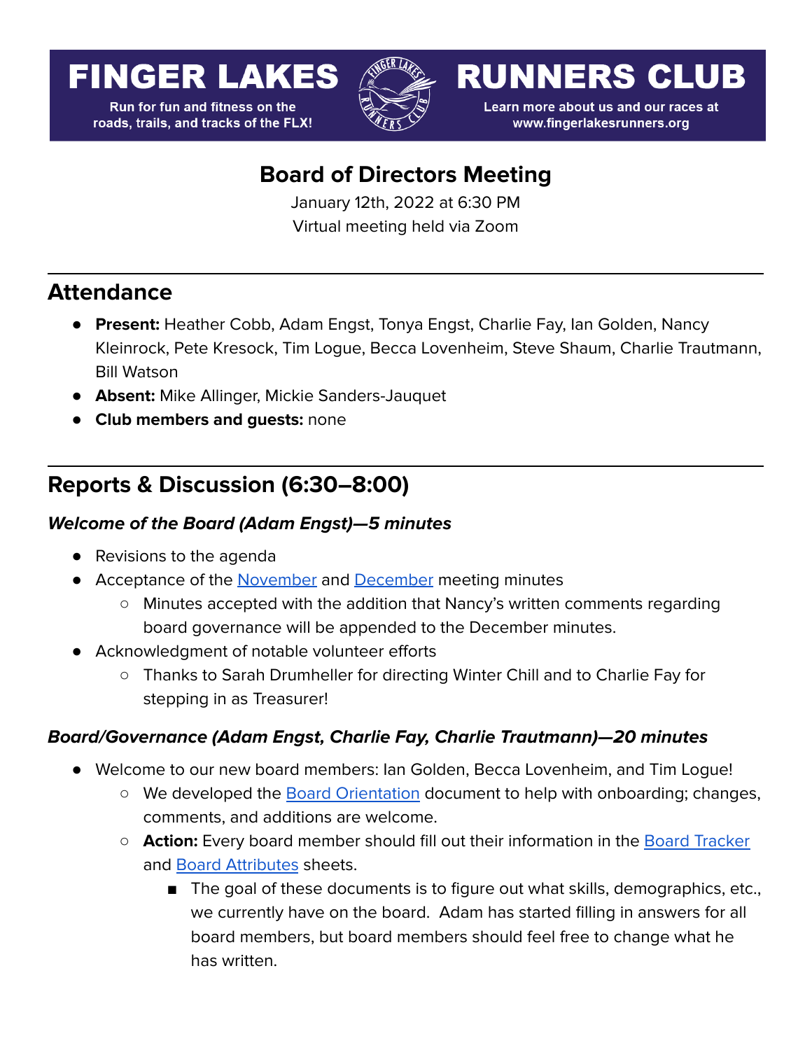# FINGER LAKES RUNNERS CLUB

Run for fun and fitness on the roads, trails, and tracks of the FLX!

Learn more about us and our races at www.fingerlakesrunners.org

## Board of Directors Meeting

January 12th, 2022 at 6:30 PM
Virtual meeting held via Zoom

---

## Attendance

- **Present:** Heather Cobb, Adam Engst, Tonya Engst, Charlie Fay, Ian Golden, Nancy Kleinrock, Pete Kresock, Tim Logue, Becca Lovenheim, Steve Shaum, Charlie Trautmann, Bill Watson
- **Absent:** Mike Allinger, Mickie Sanders-Jauquet
- **Club members and guests:** none

---

## Reports & Discussion (6:30–8:00)

### *Welcome of the Board (Adam Engst)—5 minutes*

- Revisions to the agenda
- Acceptance of the November and December meeting minutes
  - Minutes accepted with the addition that Nancy's written comments regarding board governance will be appended to the December minutes.
- Acknowledgment of notable volunteer efforts
  - Thanks to Sarah Drumheller for directing Winter Chill and to Charlie Fay for stepping in as Treasurer!

### *Board/Governance (Adam Engst, Charlie Fay, Charlie Trautmann)—20 minutes*

- Welcome to our new board members: Ian Golden, Becca Lovenheim, and Tim Logue!
  - We developed the Board Orientation document to help with onboarding; changes, comments, and additions are welcome.
  - **Action:** Every board member should fill out their information in the Board Tracker and Board Attributes sheets.
    - The goal of these documents is to figure out what skills, demographics, etc., we currently have on the board. Adam has started filling in answers for all board members, but board members should feel free to change what he has written.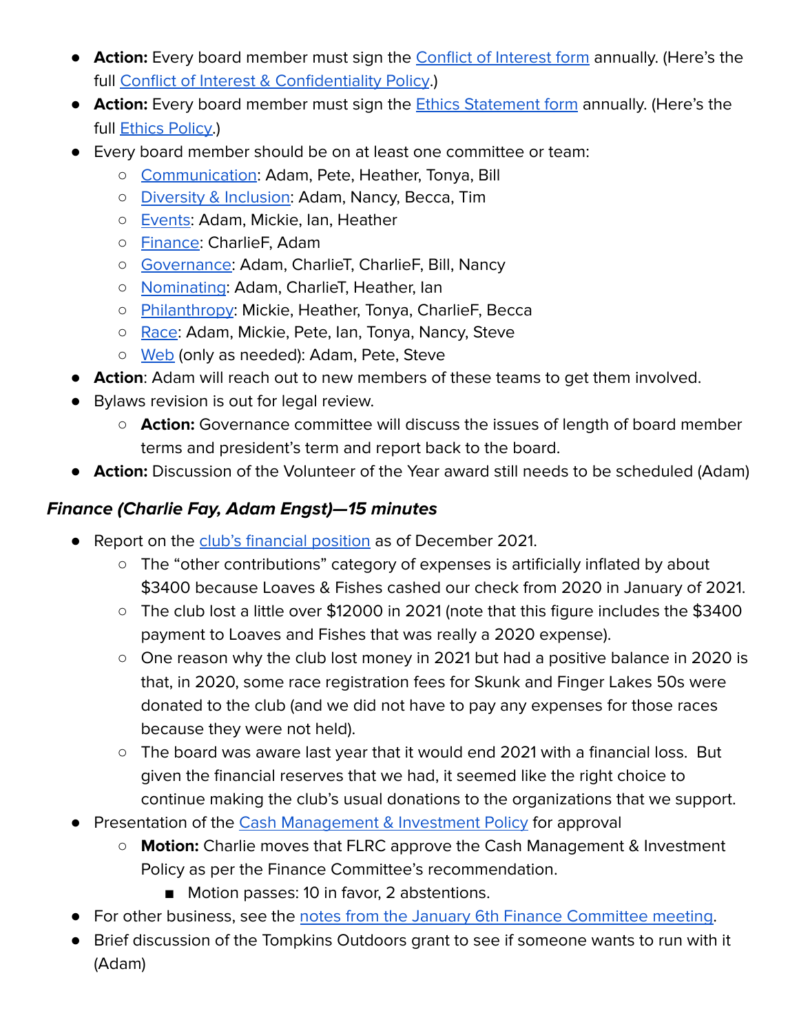- **Action:** Every board member must sign the Conflict of Interest form annually. (Here's the full Conflict of Interest & Confidentiality Policy.)
- **Action:** Every board member must sign the Ethics Statement form annually. (Here's the full Ethics Policy.)
- Every board member should be on at least one committee or team:
  - Communication: Adam, Pete, Heather, Tonya, Bill
  - Diversity & Inclusion: Adam, Nancy, Becca, Tim
  - Events: Adam, Mickie, Ian, Heather
  - Finance: CharlieF, Adam
  - Governance: Adam, CharlieT, CharlieF, Bill, Nancy
  - Nominating: Adam, CharlieT, Heather, Ian
  - Philanthropy: Mickie, Heather, Tonya, CharlieF, Becca
  - Race: Adam, Mickie, Pete, Ian, Tonya, Nancy, Steve
  - Web (only as needed): Adam, Pete, Steve
- **Action**: Adam will reach out to new members of these teams to get them involved.
- Bylaws revision is out for legal review.
  - **Action:** Governance committee will discuss the issues of length of board member terms and president's term and report back to the board.
- **Action:** Discussion of the Volunteer of the Year award still needs to be scheduled (Adam)

### *Finance (Charlie Fay, Adam Engst)—15 minutes*

- Report on the club's financial position as of December 2021.
  - The "other contributions" category of expenses is artificially inflated by about $3400 because Loaves & Fishes cashed our check from 2020 in January of 2021.
  - The club lost a little over $12000 in 2021 (note that this figure includes the $3400 payment to Loaves and Fishes that was really a 2020 expense).
  - One reason why the club lost money in 2021 but had a positive balance in 2020 is that, in 2020, some race registration fees for Skunk and Finger Lakes 50s were donated to the club (and we did not have to pay any expenses for those races because they were not held).
  - The board was aware last year that it would end 2021 with a financial loss. But given the financial reserves that we had, it seemed like the right choice to continue making the club's usual donations to the organizations that we support.
- Presentation of the Cash Management & Investment Policy for approval
  - **Motion:** Charlie moves that FLRC approve the Cash Management & Investment Policy as per the Finance Committee's recommendation.
    - Motion passes: 10 in favor, 2 abstentions.
- For other business, see the notes from the January 6th Finance Committee meeting.
- Brief discussion of the Tompkins Outdoors grant to see if someone wants to run with it (Adam)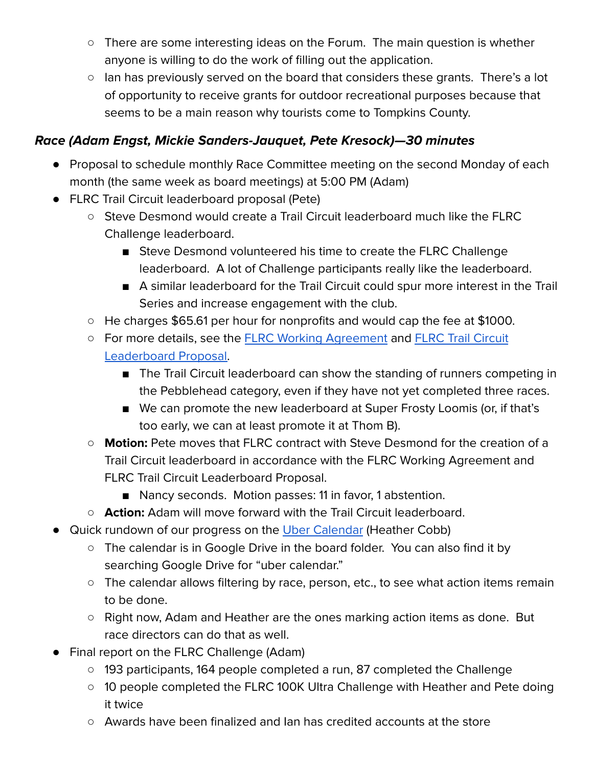- There are some interesting ideas on the Forum. The main question is whether anyone is willing to do the work of filling out the application.
    - Ian has previously served on the board that considers these grants. There's a lot of opportunity to receive grants for outdoor recreational purposes because that seems to be a main reason why tourists come to Tompkins County.

### ***Race (Adam Engst, Mickie Sanders-Jauquet, Pete Kresock)—30 minutes***

- Proposal to schedule monthly Race Committee meeting on the second Monday of each month (the same week as board meetings) at 5:00 PM (Adam)
- FLRC Trail Circuit leaderboard proposal (Pete)
    - Steve Desmond would create a Trail Circuit leaderboard much like the FLRC Challenge leaderboard.
        - Steve Desmond volunteered his time to create the FLRC Challenge leaderboard. A lot of Challenge participants really like the leaderboard.
        - A similar leaderboard for the Trail Circuit could spur more interest in the Trail Series and increase engagement with the club.
    - He charges $65.61 per hour for nonprofits and would cap the fee at $1000.
    - For more details, see the FLRC Working Agreement and FLRC Trail Circuit Leaderboard Proposal.
        - The Trail Circuit leaderboard can show the standing of runners competing in the Pebblehead category, even if they have not yet completed three races.
        - We can promote the new leaderboard at Super Frosty Loomis (or, if that's too early, we can at least promote it at Thom B).
    - **Motion:** Pete moves that FLRC contract with Steve Desmond for the creation of a Trail Circuit leaderboard in accordance with the FLRC Working Agreement and FLRC Trail Circuit Leaderboard Proposal.
        - Nancy seconds. Motion passes: 11 in favor, 1 abstention.
    - **Action:** Adam will move forward with the Trail Circuit leaderboard.
- Quick rundown of our progress on the Uber Calendar (Heather Cobb)
    - The calendar is in Google Drive in the board folder. You can also find it by searching Google Drive for "uber calendar."
    - The calendar allows filtering by race, person, etc., to see what action items remain to be done.
    - Right now, Adam and Heather are the ones marking action items as done. But race directors can do that as well.
- Final report on the FLRC Challenge (Adam)
    - 193 participants, 164 people completed a run, 87 completed the Challenge
    - 10 people completed the FLRC 100K Ultra Challenge with Heather and Pete doing it twice
    - Awards have been finalized and Ian has credited accounts at the store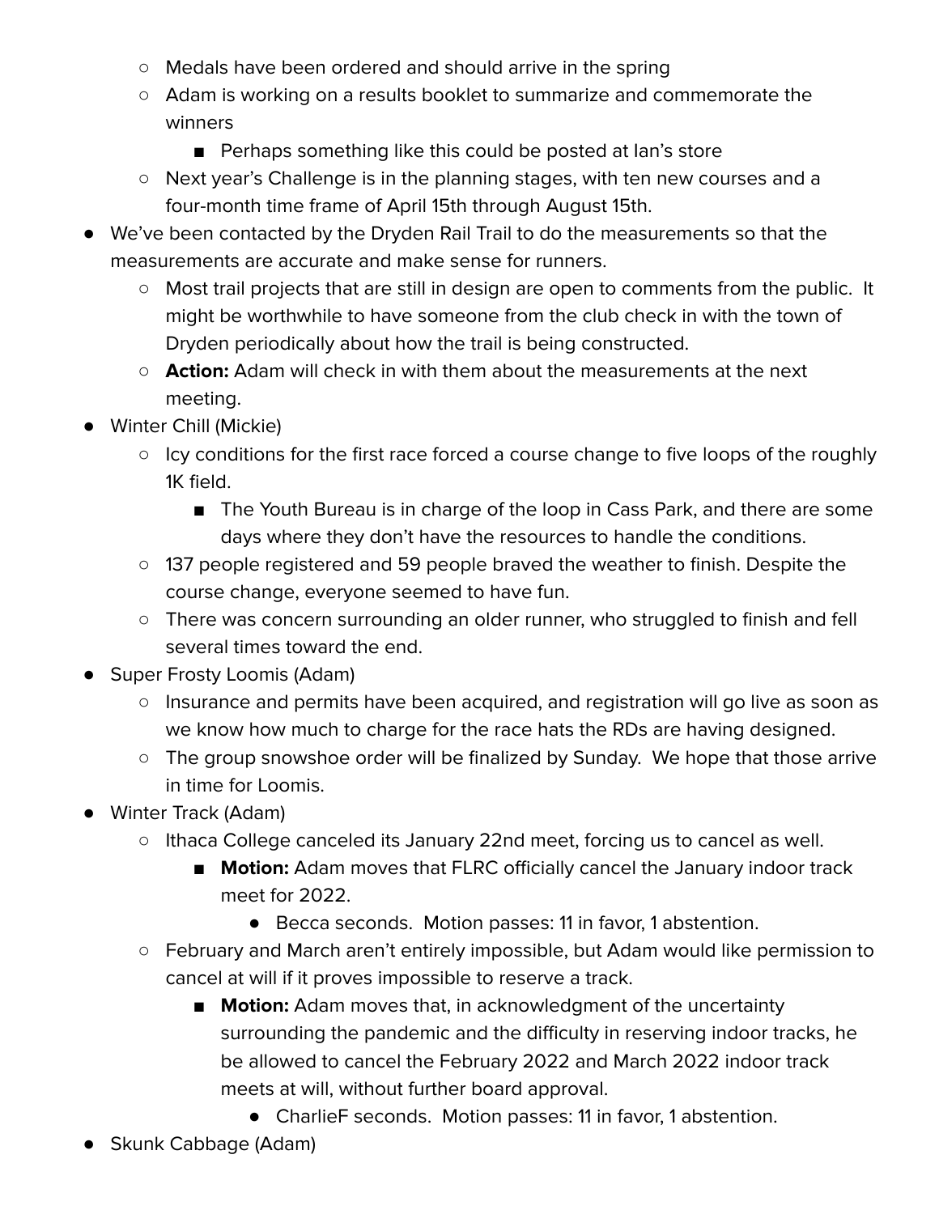- Medals have been ordered and should arrive in the spring
    - Adam is working on a results booklet to summarize and commemorate the winners
        - Perhaps something like this could be posted at Ian's store
    - Next year's Challenge is in the planning stages, with ten new courses and a four-month time frame of April 15th through August 15th.
- We've been contacted by the Dryden Rail Trail to do the measurements so that the measurements are accurate and make sense for runners.
    - Most trail projects that are still in design are open to comments from the public. It might be worthwhile to have someone from the club check in with the town of Dryden periodically about how the trail is being constructed.
    - **Action:** Adam will check in with them about the measurements at the next meeting.
- Winter Chill (Mickie)
    - Icy conditions for the first race forced a course change to five loops of the roughly 1K field.
        - The Youth Bureau is in charge of the loop in Cass Park, and there are some days where they don't have the resources to handle the conditions.
    - 137 people registered and 59 people braved the weather to finish. Despite the course change, everyone seemed to have fun.
    - There was concern surrounding an older runner, who struggled to finish and fell several times toward the end.
- Super Frosty Loomis (Adam)
    - Insurance and permits have been acquired, and registration will go live as soon as we know how much to charge for the race hats the RDs are having designed.
    - The group snowshoe order will be finalized by Sunday. We hope that those arrive in time for Loomis.
- Winter Track (Adam)
    - Ithaca College canceled its January 22nd meet, forcing us to cancel as well.
        - **Motion:** Adam moves that FLRC officially cancel the January indoor track meet for 2022.
            - Becca seconds. Motion passes: 11 in favor, 1 abstention.
    - February and March aren't entirely impossible, but Adam would like permission to cancel at will if it proves impossible to reserve a track.
        - **Motion:** Adam moves that, in acknowledgment of the uncertainty surrounding the pandemic and the difficulty in reserving indoor tracks, he be allowed to cancel the February 2022 and March 2022 indoor track meets at will, without further board approval.
            - CharlieF seconds. Motion passes: 11 in favor, 1 abstention.
- Skunk Cabbage (Adam)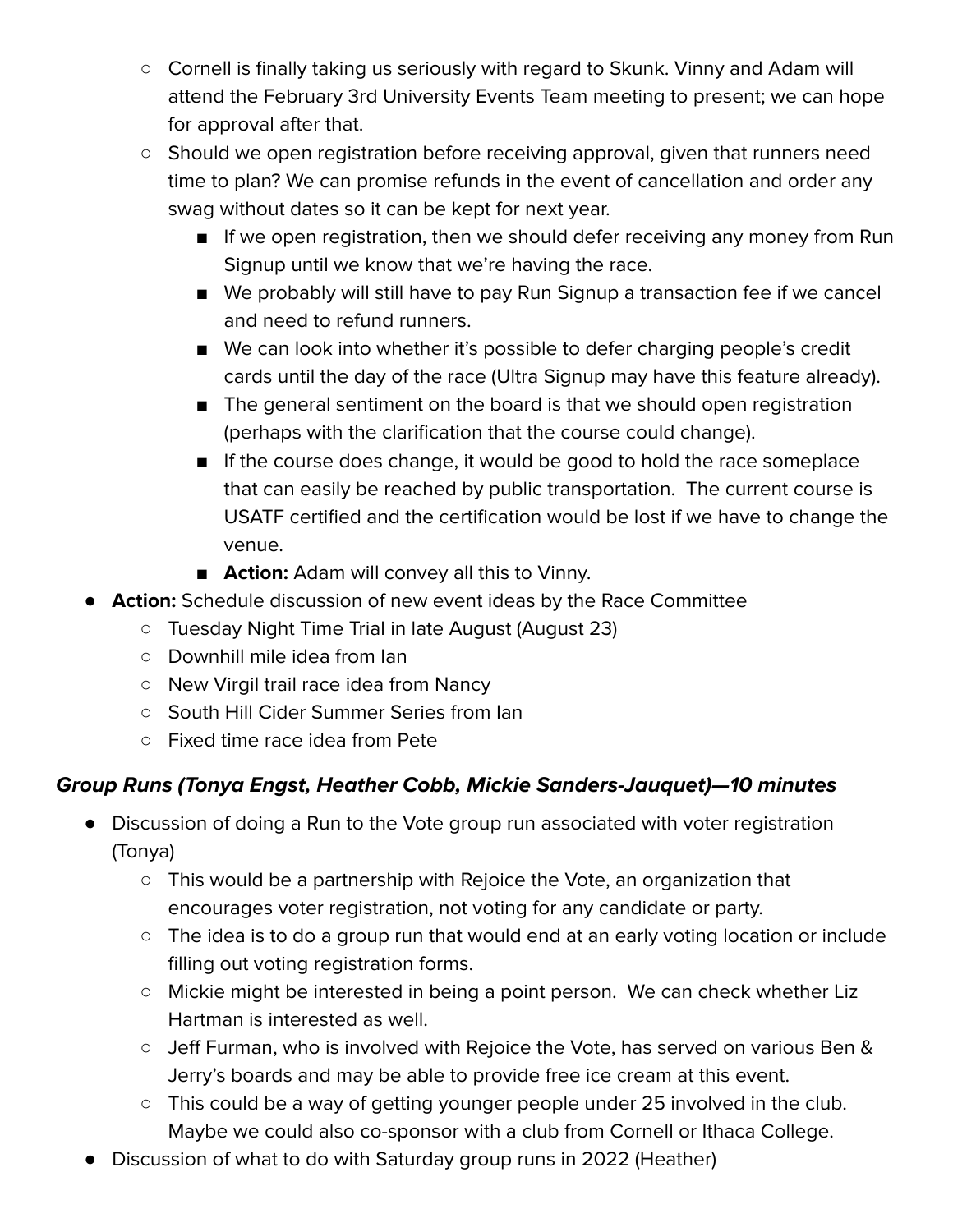- Cornell is finally taking us seriously with regard to Skunk. Vinny and Adam will attend the February 3rd University Events Team meeting to present; we can hope for approval after that.
    - Should we open registration before receiving approval, given that runners need time to plan? We can promise refunds in the event of cancellation and order any swag without dates so it can be kept for next year.
        - If we open registration, then we should defer receiving any money from Run Signup until we know that we're having the race.
        - We probably will still have to pay Run Signup a transaction fee if we cancel and need to refund runners.
        - We can look into whether it's possible to defer charging people's credit cards until the day of the race (Ultra Signup may have this feature already).
        - The general sentiment on the board is that we should open registration (perhaps with the clarification that the course could change).
        - If the course does change, it would be good to hold the race someplace that can easily be reached by public transportation. The current course is USATF certified and the certification would be lost if we have to change the venue.
        - **Action:** Adam will convey all this to Vinny.
- **Action:** Schedule discussion of new event ideas by the Race Committee
    - Tuesday Night Time Trial in late August (August 23)
    - Downhill mile idea from Ian
    - New Virgil trail race idea from Nancy
    - South Hill Cider Summer Series from Ian
    - Fixed time race idea from Pete

### *Group Runs (Tonya Engst, Heather Cobb, Mickie Sanders-Jauquet)—10 minutes*

- Discussion of doing a Run to the Vote group run associated with voter registration (Tonya)
    - This would be a partnership with Rejoice the Vote, an organization that encourages voter registration, not voting for any candidate or party.
    - The idea is to do a group run that would end at an early voting location or include filling out voting registration forms.
    - Mickie might be interested in being a point person. We can check whether Liz Hartman is interested as well.
    - Jeff Furman, who is involved with Rejoice the Vote, has served on various Ben & Jerry's boards and may be able to provide free ice cream at this event.
    - This could be a way of getting younger people under 25 involved in the club. Maybe we could also co-sponsor with a club from Cornell or Ithaca College.
- Discussion of what to do with Saturday group runs in 2022 (Heather)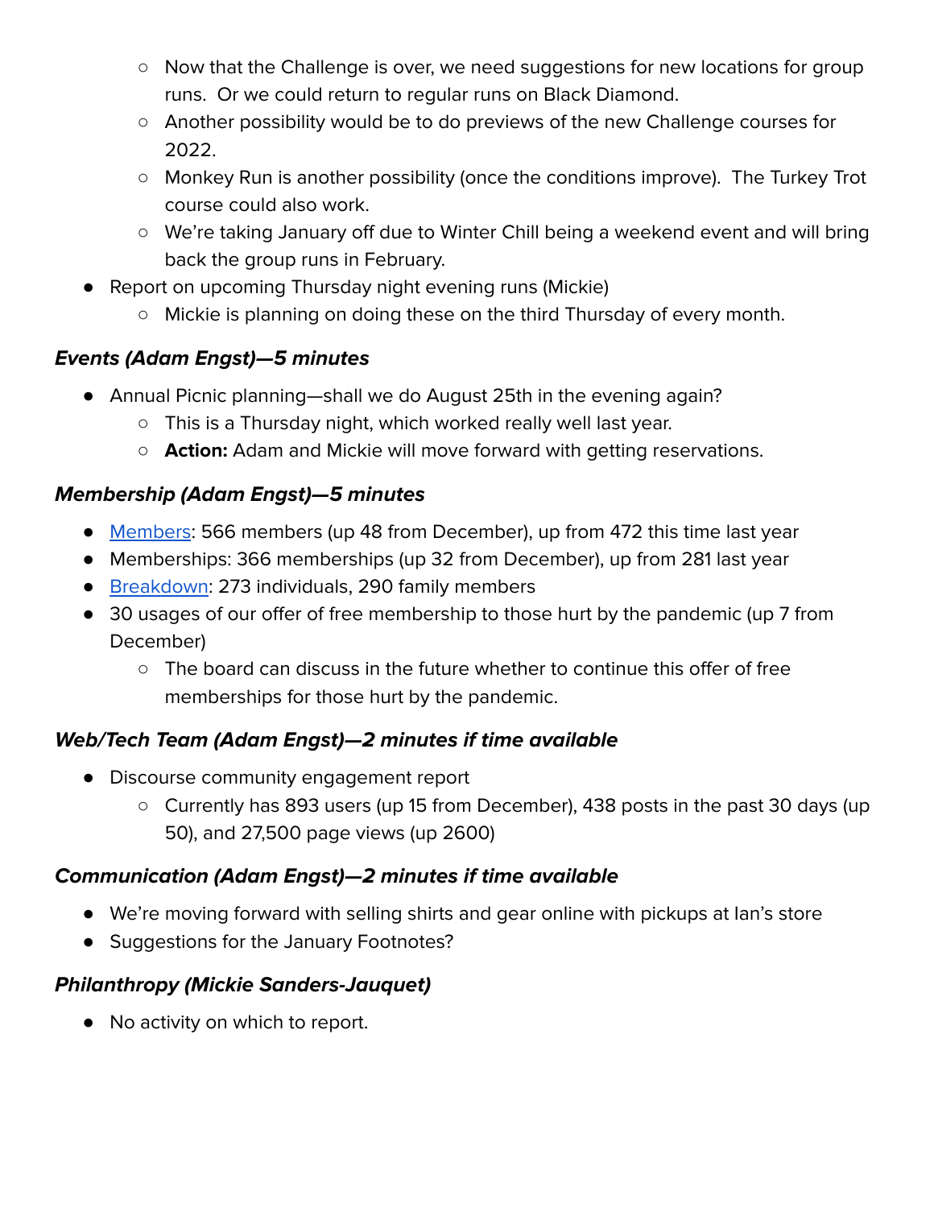- Now that the Challenge is over, we need suggestions for new locations for group runs. Or we could return to regular runs on Black Diamond.
    - Another possibility would be to do previews of the new Challenge courses for 2022.
    - Monkey Run is another possibility (once the conditions improve). The Turkey Trot course could also work.
    - We're taking January off due to Winter Chill being a weekend event and will bring back the group runs in February.
- Report on upcoming Thursday night evening runs (Mickie)
    - Mickie is planning on doing these on the third Thursday of every month.

### *Events (Adam Engst)—5 minutes*

- Annual Picnic planning—shall we do August 25th in the evening again?
    - This is a Thursday night, which worked really well last year.
    - **Action:** Adam and Mickie will move forward with getting reservations.

### *Membership (Adam Engst)—5 minutes*

- Members: 566 members (up 48 from December), up from 472 this time last year
- Memberships: 366 memberships (up 32 from December), up from 281 last year
- Breakdown: 273 individuals, 290 family members
- 30 usages of our offer of free membership to those hurt by the pandemic (up 7 from December)
    - The board can discuss in the future whether to continue this offer of free memberships for those hurt by the pandemic.

### *Web/Tech Team (Adam Engst)—2 minutes if time available*

- Discourse community engagement report
    - Currently has 893 users (up 15 from December), 438 posts in the past 30 days (up 50), and 27,500 page views (up 2600)

### *Communication (Adam Engst)—2 minutes if time available*

- We're moving forward with selling shirts and gear online with pickups at Ian's store
- Suggestions for the January Footnotes?

### *Philanthropy (Mickie Sanders-Jauquet)*

- No activity on which to report.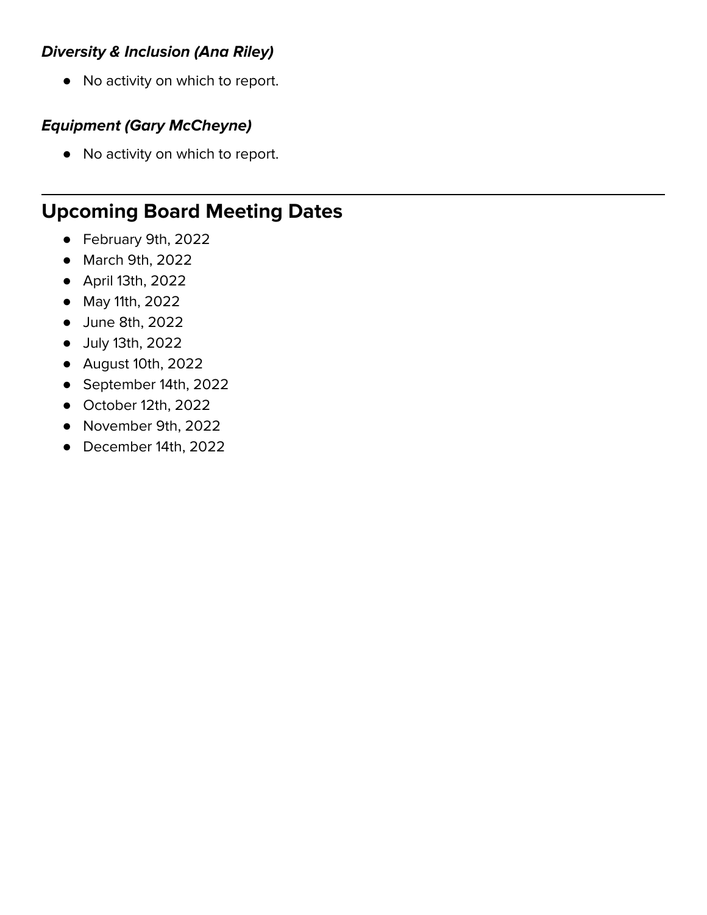***Diversity & Inclusion (Ana Riley)***

- No activity on which to report.

***Equipment (Gary McCheyne)***

- No activity on which to report.

---

## Upcoming Board Meeting Dates

- February 9th, 2022
- March 9th, 2022
- April 13th, 2022
- May 11th, 2022
- June 8th, 2022
- July 13th, 2022
- August 10th, 2022
- September 14th, 2022
- October 12th, 2022
- November 9th, 2022
- December 14th, 2022